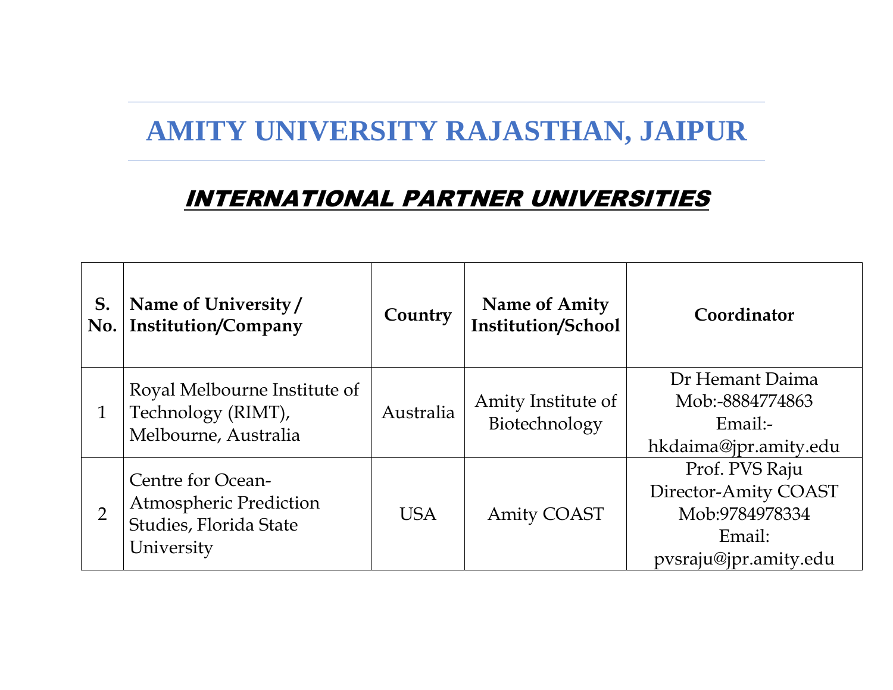# AMITY UNIVERSITY RAJASTHAN, JAIPUR

## INTERNATIONAL PARTNER UNIVERSITIES

| S. No. | Name of University / Institution/Company | Country | Name of Amity Institution/School | Coordinator |
|---|---|---|---|---|
| 1 | Royal Melbourne Institute of Technology (RIMT), Melbourne, Australia | Australia | Amity Institute of Biotechnology | Dr Hemant Daima Mob:-8884774863 Email:- hkdaima@jpr.amity.edu |
| 2 | Centre for Ocean-Atmospheric Prediction Studies, Florida State University | USA | Amity COAST | Prof. PVS Raju Director-Amity COAST Mob:9784978334 Email: pvsraju@jpr.amity.edu |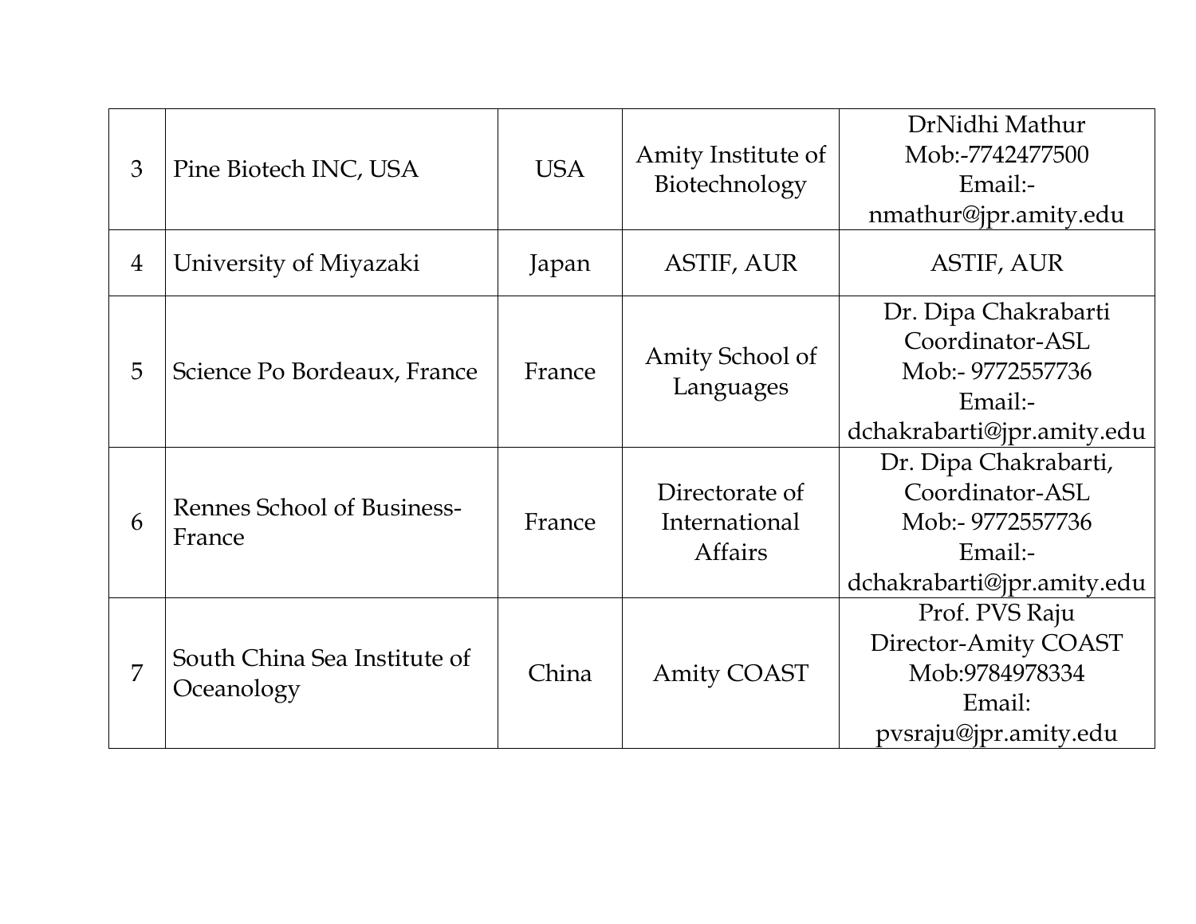| 3 | Pine Biotech INC, USA | USA | Amity Institute of Biotechnology | DrNidhi Mathur<br>Mob:-7742477500<br>Email:-<br>nmathur@jpr.amity.edu |
|---|---|---|---|---|
| 4 | University of Miyazaki | Japan | ASTIF, AUR | ASTIF, AUR |
| 5 | Science Po Bordeaux, France | France | Amity School of Languages | Dr. Dipa Chakrabarti<br>Coordinator-ASL<br>Mob:- 9772557736<br>Email:-<br>dchakrabarti@jpr.amity.edu |
| 6 | Rennes School of Business-France | France | Directorate of International Affairs | Dr. Dipa Chakrabarti,<br>Coordinator-ASL<br>Mob:- 9772557736<br>Email:-<br>dchakrabarti@jpr.amity.edu |
| 7 | South China Sea Institute of Oceanology | China | Amity COAST | Prof. PVS Raju<br>Director-Amity COAST<br>Mob:9784978334<br>Email:<br>pvsraju@jpr.amity.edu |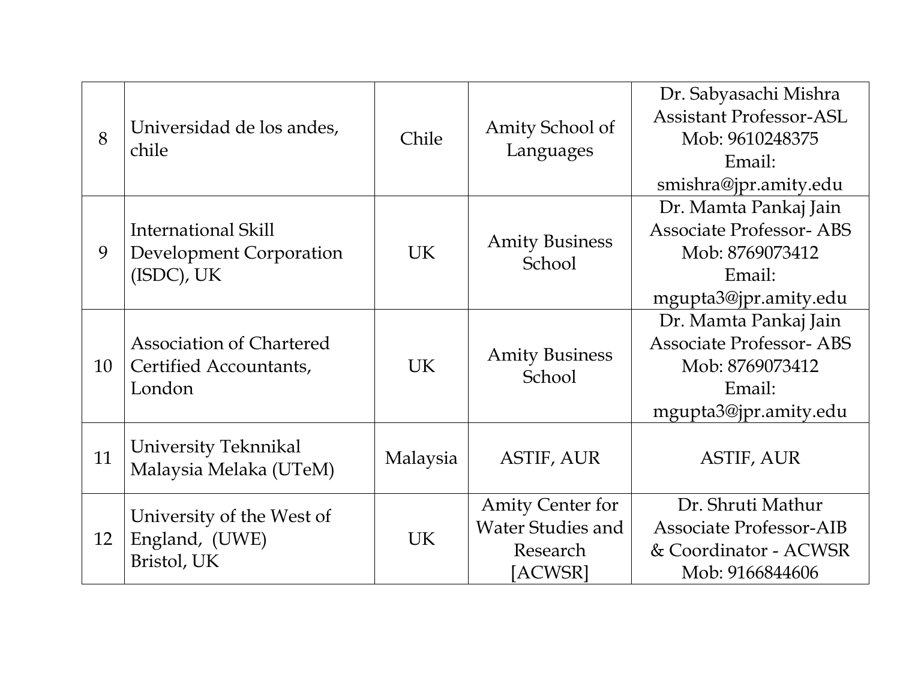| 8 | Universidad de los andes, chile | Chile | Amity School of Languages | Dr. Sabyasachi Mishra<br>Assistant Professor-ASL<br>Mob: 9610248375<br>Email: smishra@jpr.amity.edu |
|---|---|---|---|---|
| 9 | International Skill Development Corporation (ISDC), UK | UK | Amity Business School | Dr. Mamta Pankaj Jain<br>Associate Professor- ABS<br>Mob: 8769073412<br>Email: mgupta3@jpr.amity.edu |
| 10 | Association of Chartered Certified Accountants, London | UK | Amity Business School | Dr. Mamta Pankaj Jain<br>Associate Professor- ABS<br>Mob: 8769073412<br>Email: mgupta3@jpr.amity.edu |
| 11 | University Teknnikal Malaysia Melaka (UTeM) | Malaysia | ASTIF, AUR | ASTIF, AUR |
| 12 | University of the West of England, (UWE)<br>Bristol, UK | UK | Amity Center for Water Studies and Research [ACWSR] | Dr. Shruti Mathur<br>Associate Professor-AIB & Coordinator - ACWSR<br>Mob: 9166844606 |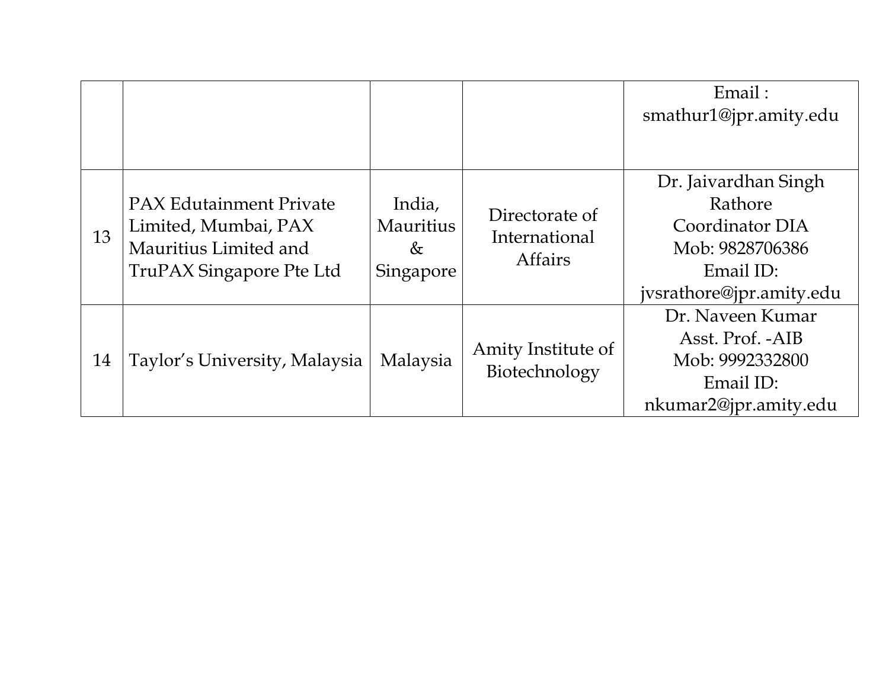| | | | | |
|---|---|---|---|---|
| | | | | Email : smathur1@jpr.amity.edu |
| 13 | PAX Edutainment Private Limited, Mumbai, PAX Mauritius Limited and TruPAX Singapore Pte Ltd | India, Mauritius & Singapore | Directorate of International Affairs | Dr. Jaivardhan Singh Rathore<br>Coordinator DIA<br>Mob: 9828706386<br>Email ID: jvsrathore@jpr.amity.edu |
| 14 | Taylor's University, Malaysia | Malaysia | Amity Institute of Biotechnology | Dr. Naveen Kumar<br>Asst. Prof. -AIB<br>Mob: 9992332800<br>Email ID: nkumar2@jpr.amity.edu |